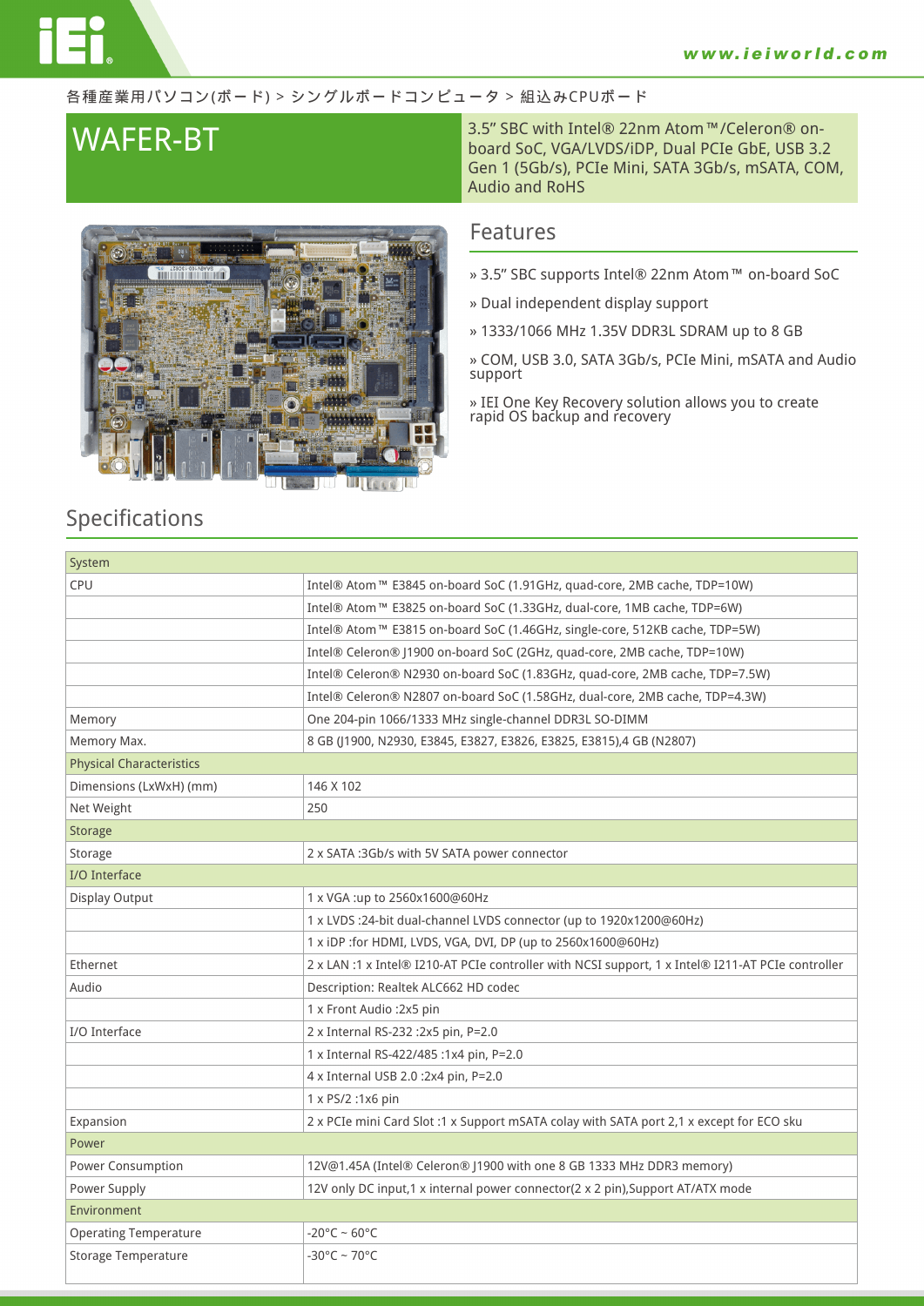各種産業用パソコン(ボード) > シングルボードコンピュータ > 組込みCPUボード

# WAFER-BT

3.5" SBC with Intel® 22nm Atom™/Celeron® on-board SoC, VGA/LVDS/iDP, Dual PCIe GbE, USB 3.2 Gen 1 (5Gb/s), PCIe Mini, SATA 3Gb/s, mSATA, COM, Audio and RoHS

## Features

» 3.5" SBC supports Intel® 22nm Atom™ on-board SoC

» Dual independent display support

» 1333/1066 MHz 1.35V DDR3L SDRAM up to 8 GB

» COM, USB 3.0, SATA 3Gb/s, PCIe Mini, mSATA and Audio support

» IEI One Key Recovery solution allows you to create rapid OS backup and recovery

## Specifications

| System | |
|---|---|
| CPU | Intel® Atom™ E3845 on-board SoC (1.91GHz, quad-core, 2MB cache, TDP=10W) |
| | Intel® Atom™ E3825 on-board SoC (1.33GHz, dual-core, 1MB cache, TDP=6W) |
| | Intel® Atom™ E3815 on-board SoC (1.46GHz, single-core, 512KB cache, TDP=5W) |
| | Intel® Celeron® J1900 on-board SoC (2GHz, quad-core, 2MB cache, TDP=10W) |
| | Intel® Celeron® N2930 on-board SoC (1.83GHz, quad-core, 2MB cache, TDP=7.5W) |
| | Intel® Celeron® N2807 on-board SoC (1.58GHz, dual-core, 2MB cache, TDP=4.3W) |
| Memory | One 204-pin 1066/1333 MHz single-channel DDR3L SO-DIMM |
| Memory Max. | 8 GB (J1900, N2930, E3845, E3827, E3826, E3825, E3815),4 GB (N2807) |
| Physical Characteristics | |
| Dimensions (LxWxH) (mm) | 146 X 102 |
| Net Weight | 250 |
| Storage | |
| Storage | 2 x SATA :3Gb/s with 5V SATA power connector |
| I/O Interface | |
| Display Output | 1 x VGA :up to 2560x1600@60Hz |
| | 1 x LVDS :24-bit dual-channel LVDS connector (up to 1920x1200@60Hz) |
| | 1 x iDP :for HDMI, LVDS, VGA, DVI, DP (up to 2560x1600@60Hz) |
| Ethernet | 2 x LAN :1 x Intel® I210-AT PCIe controller with NCSI support, 1 x Intel® I211-AT PCIe controller |
| Audio | Description: Realtek ALC662 HD codec |
| | 1 x Front Audio :2x5 pin |
| I/O Interface | 2 x Internal RS-232 :2x5 pin, P=2.0 |
| | 1 x Internal RS-422/485 :1x4 pin, P=2.0 |
| | 4 x Internal USB 2.0 :2x4 pin, P=2.0 |
| | 1 x PS/2 :1x6 pin |
| Expansion | 2 x PCIe mini Card Slot :1 x Support mSATA colay with SATA port 2,1 x except for ECO sku |
| Power | |
| Power Consumption | 12V@1.45A (Intel® Celeron® J1900 with one 8 GB 1333 MHz DDR3 memory) |
| Power Supply | 12V only DC input,1 x internal power connector(2 x 2 pin),Support AT/ATX mode |
| Environment | |
| Operating Temperature | -20°C ~ 60°C |
| Storage Temperature | -30°C ~ 70°C |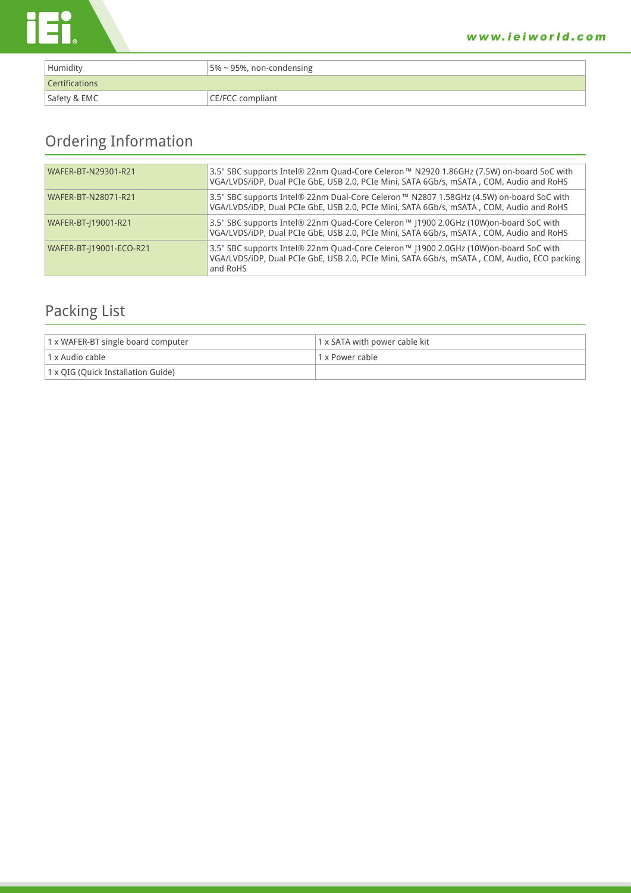| | |
|---|---|
| Humidity | 5% ~ 95%, non-condensing |
| Certifications | |
| Safety & EMC | CE/FCC compliant |

## Ordering Information

| | |
|---|---|
| WAFER-BT-N29301-R21 | 3.5" SBC supports Intel® 22nm Quad-Core Celeron™ N2920 1.86GHz (7.5W) on-board SoC with VGA/LVDS/iDP, Dual PCIe GbE, USB 2.0, PCIe Mini, SATA 6Gb/s, mSATA , COM, Audio and RoHS |
| WAFER-BT-N28071-R21 | 3.5" SBC supports Intel® 22nm Dual-Core Celeron™ N2807 1.58GHz (4.5W) on-board SoC with VGA/LVDS/iDP, Dual PCIe GbE, USB 2.0, PCIe Mini, SATA 6Gb/s, mSATA , COM, Audio and RoHS |
| WAFER-BT-J19001-R21 | 3.5" SBC supports Intel® 22nm Quad-Core Celeron™ J1900 2.0GHz (10W)on-board SoC with VGA/LVDS/iDP, Dual PCIe GbE, USB 2.0, PCIe Mini, SATA 6Gb/s, mSATA , COM, Audio and RoHS |
| WAFER-BT-J19001-ECO-R21 | 3.5" SBC supports Intel® 22nm Quad-Core Celeron™ J1900 2.0GHz (10W)on-board SoC with VGA/LVDS/iDP, Dual PCIe GbE, USB 2.0, PCIe Mini, SATA 6Gb/s, mSATA , COM, Audio, ECO packing and RoHS |

## Packing List

| | |
|---|---|
| 1 x WAFER-BT single board computer | 1 x SATA with power cable kit |
| 1 x Audio cable | 1 x Power cable |
| 1 x QIG (Quick Installation Guide) | |